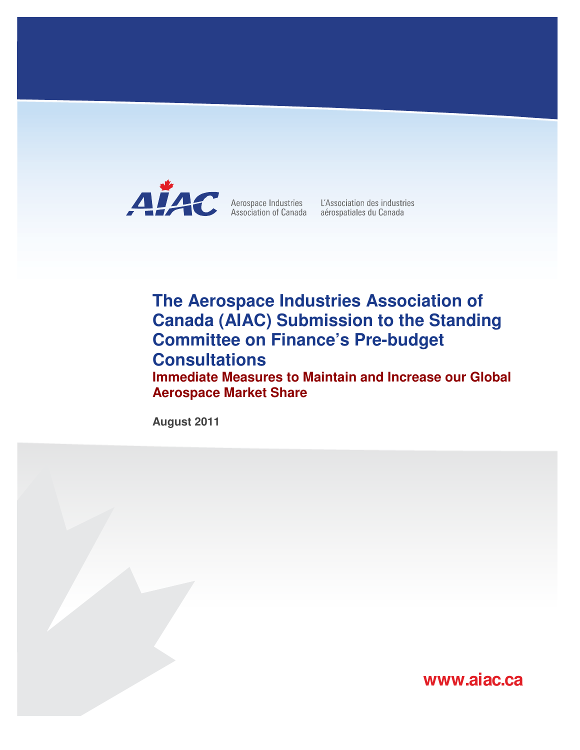AIAC

Aerospace Industries Association of Canada

L'Association des industries aérospatiales du Canada

# The Aerospace Industries Association of Canada (AIAC) Submission to the Standing Committee on Finance's Pre-budget Consultations

## Immediate Measures to Maintain and Increase our Global Aerospace Market Share

**August 2011**

www.aiac.ca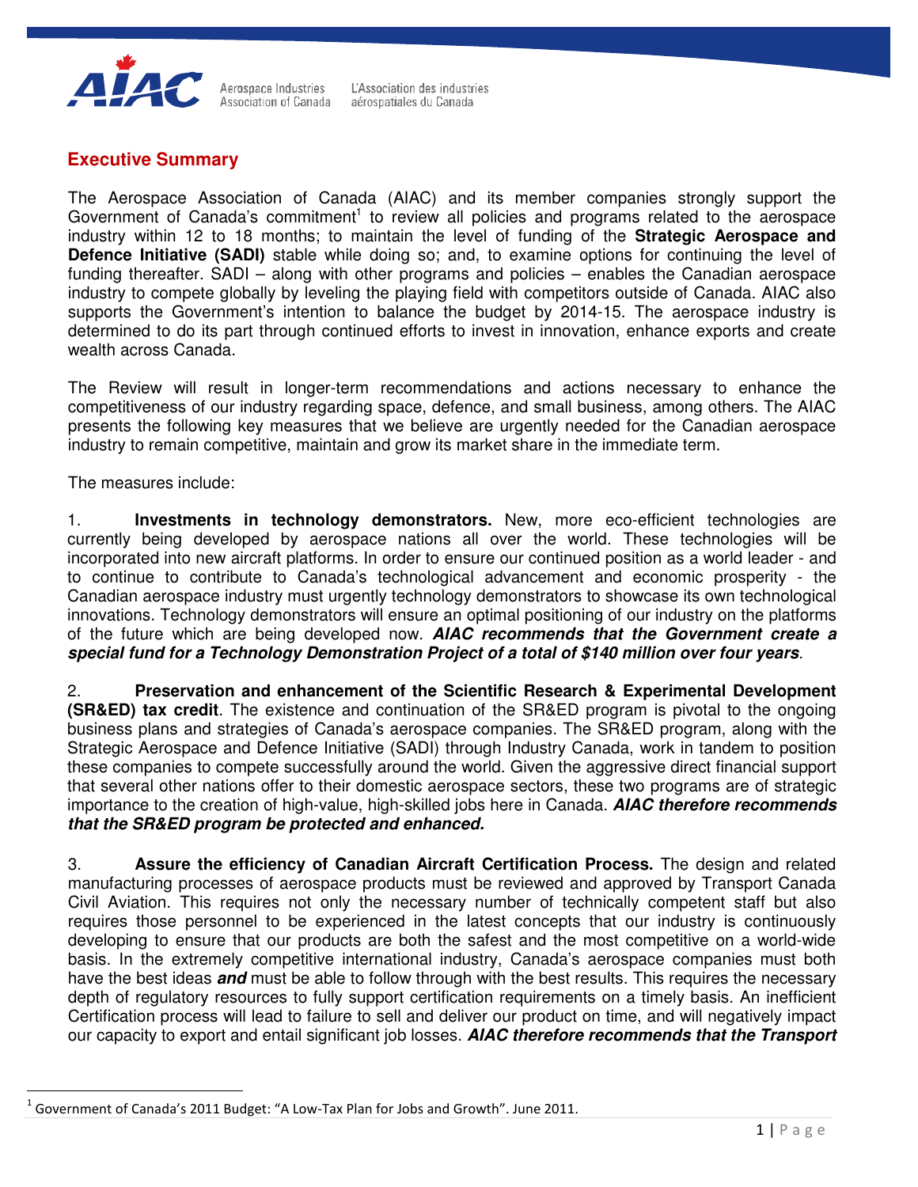## Executive Summary

The Aerospace Association of Canada (AIAC) and its member companies strongly support the Government of Canada's commitment[1] to review all policies and programs related to the aerospace industry within 12 to 18 months; to maintain the level of funding of the **Strategic Aerospace and Defence Initiative (SADI)** stable while doing so; and, to examine options for continuing the level of funding thereafter. SADI – along with other programs and policies – enables the Canadian aerospace industry to compete globally by leveling the playing field with competitors outside of Canada. AIAC also supports the Government's intention to balance the budget by 2014-15. The aerospace industry is determined to do its part through continued efforts to invest in innovation, enhance exports and create wealth across Canada.

The Review will result in longer-term recommendations and actions necessary to enhance the competitiveness of our industry regarding space, defence, and small business, among others. The AIAC presents the following key measures that we believe are urgently needed for the Canadian aerospace industry to remain competitive, maintain and grow its market share in the immediate term.

The measures include:

1. **Investments in technology demonstrators.** New, more eco-efficient technologies are currently being developed by aerospace nations all over the world. These technologies will be incorporated into new aircraft platforms. In order to ensure our continued position as a world leader - and to continue to contribute to Canada's technological advancement and economic prosperity - the Canadian aerospace industry must urgently technology demonstrators to showcase its own technological innovations. Technology demonstrators will ensure an optimal positioning of our industry on the platforms of the future which are being developed now. ***AIAC recommends that the Government create a special fund for a Technology Demonstration Project of a total of $140 million over four years***.

2. **Preservation and enhancement of the Scientific Research & Experimental Development (SR&ED) tax credit**. The existence and continuation of the SR&ED program is pivotal to the ongoing business plans and strategies of Canada's aerospace companies. The SR&ED program, along with the Strategic Aerospace and Defence Initiative (SADI) through Industry Canada, work in tandem to position these companies to compete successfully around the world. Given the aggressive direct financial support that several other nations offer to their domestic aerospace sectors, these two programs are of strategic importance to the creation of high-value, high-skilled jobs here in Canada. ***AIAC therefore recommends that the SR&ED program be protected and enhanced.***

3. **Assure the efficiency of Canadian Aircraft Certification Process.** The design and related manufacturing processes of aerospace products must be reviewed and approved by Transport Canada Civil Aviation. This requires not only the necessary number of technically competent staff but also requires those personnel to be experienced in the latest concepts that our industry is continuously developing to ensure that our products are both the safest and the most competitive on a world-wide basis. In the extremely competitive international industry, Canada's aerospace companies must both have the best ideas ***and*** must be able to follow through with the best results. This requires the necessary depth of regulatory resources to fully support certification requirements on a timely basis. An inefficient Certification process will lead to failure to sell and deliver our product on time, and will negatively impact our capacity to export and entail significant job losses. ***AIAC therefore recommends that the Transport***

[1] Government of Canada's 2011 Budget: "A Low-Tax Plan for Jobs and Growth". June 2011.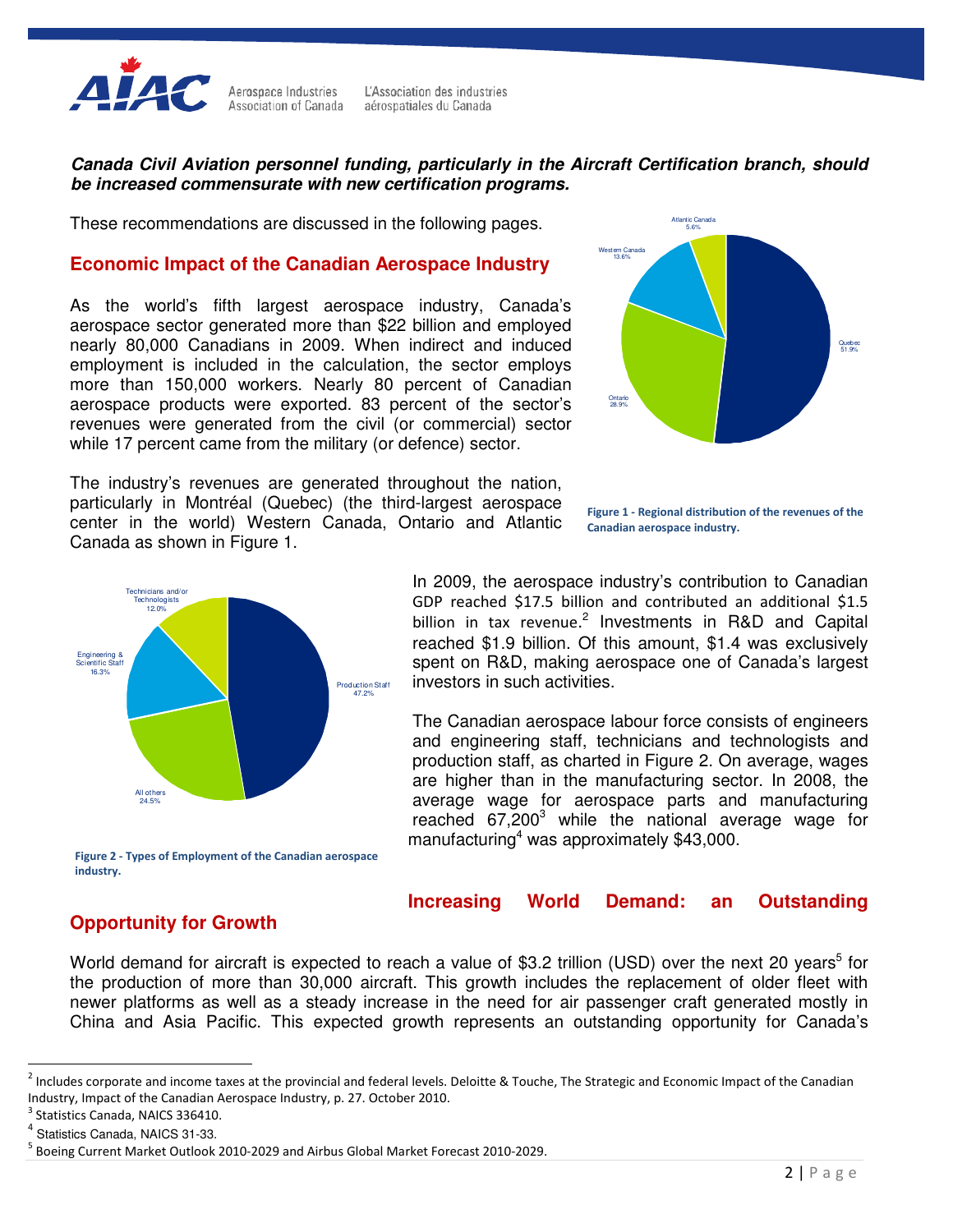***Canada Civil Aviation personnel funding, particularly in the Aircraft Certification branch, should be increased commensurate with new certification programs.***

These recommendations are discussed in the following pages.

## Economic Impact of the Canadian Aerospace Industry

As the world's fifth largest aerospace industry, Canada's aerospace sector generated more than $22 billion and employed nearly 80,000 Canadians in 2009. When indirect and induced employment is included in the calculation, the sector employs more than 150,000 workers. Nearly 80 percent of Canadian aerospace products were exported. 83 percent of the sector's revenues were generated from the civil (or commercial) sector while 17 percent came from the military (or defence) sector.

The industry's revenues are generated throughout the nation, particularly in Montréal (Quebec) (the third-largest aerospace center in the world) Western Canada, Ontario and Atlantic Canada as shown in Figure 1.

Atlantic Canada 5.6%
Western Canada 13.6%
Quebec 51.9%
Ontario 28.9%

**Figure 1 - Regional distribution of the revenues of the Canadian aerospace industry.**

In 2009, the aerospace industry's contribution to Canadian GDP reached $17.5 billion and contributed an additional $1.5 billion in tax revenue.[2] Investments in R&D and Capital reached $1.9 billion. Of this amount, $1.4 was exclusively spent on R&D, making aerospace one of Canada's largest investors in such activities.

The Canadian aerospace labour force consists of engineers and engineering staff, technicians and technologists and production staff, as charted in Figure 2. On average, wages are higher than in the manufacturing sector. In 2008, the average wage for aerospace parts and manufacturing reached 67,200[3] while the national average wage for manufacturing[4] was approximately $43,000.

Technicians and/or Technologists 12.0%
Engineering & Scientific Staff 16.3%
Production Staff 47.2%
All others 24.5%

**Figure 2 - Types of Employment of the Canadian aerospace industry.**

## Increasing World Demand: an Outstanding Opportunity for Growth

World demand for aircraft is expected to reach a value of $3.2 trillion (USD) over the next 20 years[5] for the production of more than 30,000 aircraft. This growth includes the replacement of older fleet with newer platforms as well as a steady increase in the need for air passenger craft generated mostly in China and Asia Pacific. This expected growth represents an outstanding opportunity for Canada's

---

[2] Includes corporate and income taxes at the provincial and federal levels. Deloitte & Touche, The Strategic and Economic Impact of the Canadian Industry, Impact of the Canadian Aerospace Industry, p. 27. October 2010.

[3] Statistics Canada, NAICS 336410.

[4] Statistics Canada, NAICS 31-33.

[5] Boeing Current Market Outlook 2010-2029 and Airbus Global Market Forecast 2010-2029.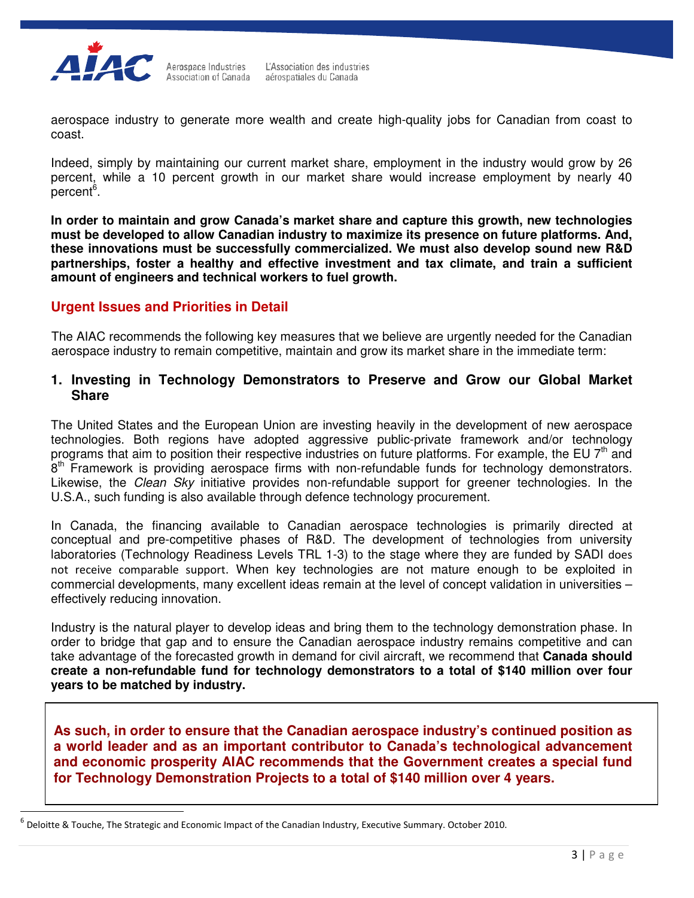aerospace industry to generate more wealth and create high-quality jobs for Canadian from coast to coast.

Indeed, simply by maintaining our current market share, employment in the industry would grow by 26 percent, while a 10 percent growth in our market share would increase employment by nearly 40 percent[6].

**In order to maintain and grow Canada's market share and capture this growth, new technologies must be developed to allow Canadian industry to maximize its presence on future platforms. And, these innovations must be successfully commercialized. We must also develop sound new R&D partnerships, foster a healthy and effective investment and tax climate, and train a sufficient amount of engineers and technical workers to fuel growth.**

## Urgent Issues and Priorities in Detail

The AIAC recommends the following key measures that we believe are urgently needed for the Canadian aerospace industry to remain competitive, maintain and grow its market share in the immediate term:

### 1. Investing in Technology Demonstrators to Preserve and Grow our Global Market Share

The United States and the European Union are investing heavily in the development of new aerospace technologies. Both regions have adopted aggressive public-private framework and/or technology programs that aim to position their respective industries on future platforms. For example, the EU 7th and 8th Framework is providing aerospace firms with non-refundable funds for technology demonstrators. Likewise, the *Clean Sky* initiative provides non-refundable support for greener technologies. In the U.S.A., such funding is also available through defence technology procurement.

In Canada, the financing available to Canadian aerospace technologies is primarily directed at conceptual and pre-competitive phases of R&D. The development of technologies from university laboratories (Technology Readiness Levels TRL 1-3) to the stage where they are funded by SADI does not receive comparable support. When key technologies are not mature enough to be exploited in commercial developments, many excellent ideas remain at the level of concept validation in universities – effectively reducing innovation.

Industry is the natural player to develop ideas and bring them to the technology demonstration phase. In order to bridge that gap and to ensure the Canadian aerospace industry remains competitive and can take advantage of the forecasted growth in demand for civil aircraft, we recommend that **Canada should create a non-refundable fund for technology demonstrators to a total of $140 million over four years to be matched by industry.**

> **As such, in order to ensure that the Canadian aerospace industry's continued position as a world leader and as an important contributor to Canada's technological advancement and economic prosperity AIAC recommends that the Government creates a special fund for Technology Demonstration Projects to a total of $140 million over 4 years.**

[6] Deloitte & Touche, The Strategic and Economic Impact of the Canadian Industry, Executive Summary. October 2010.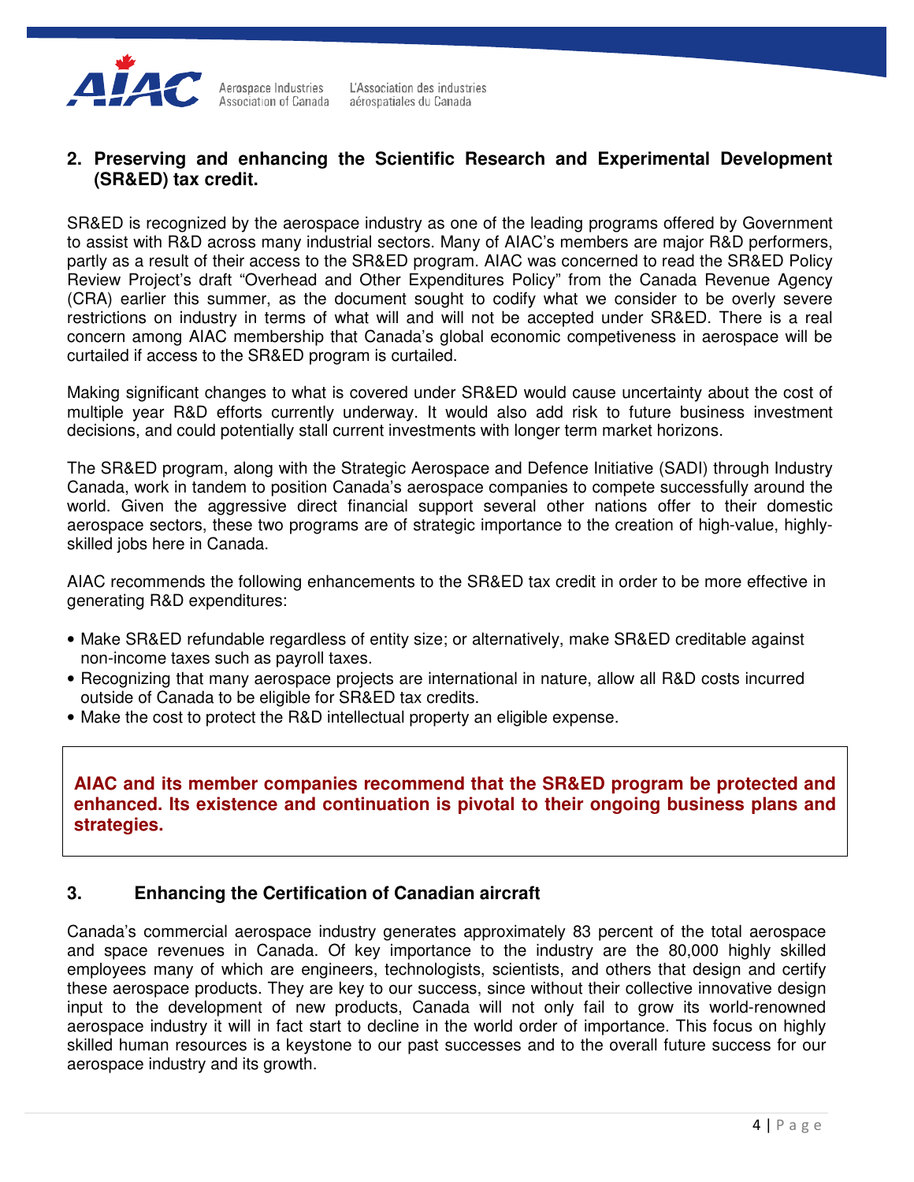## 2. Preserving and enhancing the Scientific Research and Experimental Development (SR&ED) tax credit.

SR&ED is recognized by the aerospace industry as one of the leading programs offered by Government to assist with R&D across many industrial sectors. Many of AIAC's members are major R&D performers, partly as a result of their access to the SR&ED program. AIAC was concerned to read the SR&ED Policy Review Project's draft "Overhead and Other Expenditures Policy" from the Canada Revenue Agency (CRA) earlier this summer, as the document sought to codify what we consider to be overly severe restrictions on industry in terms of what will and will not be accepted under SR&ED. There is a real concern among AIAC membership that Canada's global economic competiveness in aerospace will be curtailed if access to the SR&ED program is curtailed.

Making significant changes to what is covered under SR&ED would cause uncertainty about the cost of multiple year R&D efforts currently underway. It would also add risk to future business investment decisions, and could potentially stall current investments with longer term market horizons.

The SR&ED program, along with the Strategic Aerospace and Defence Initiative (SADI) through Industry Canada, work in tandem to position Canada's aerospace companies to compete successfully around the world. Given the aggressive direct financial support several other nations offer to their domestic aerospace sectors, these two programs are of strategic importance to the creation of high-value, highly-skilled jobs here in Canada.

AIAC recommends the following enhancements to the SR&ED tax credit in order to be more effective in generating R&D expenditures:

- Make SR&ED refundable regardless of entity size; or alternatively, make SR&ED creditable against non-income taxes such as payroll taxes.
- Recognizing that many aerospace projects are international in nature, allow all R&D costs incurred outside of Canada to be eligible for SR&ED tax credits.
- Make the cost to protect the R&D intellectual property an eligible expense.

**AIAC and its member companies recommend that the SR&ED program be protected and enhanced. Its existence and continuation is pivotal to their ongoing business plans and strategies.**

## 3. Enhancing the Certification of Canadian aircraft

Canada's commercial aerospace industry generates approximately 83 percent of the total aerospace and space revenues in Canada. Of key importance to the industry are the 80,000 highly skilled employees many of which are engineers, technologists, scientists, and others that design and certify these aerospace products. They are key to our success, since without their collective innovative design input to the development of new products, Canada will not only fail to grow its world-renowned aerospace industry it will in fact start to decline in the world order of importance. This focus on highly skilled human resources is a keystone to our past successes and to the overall future success for our aerospace industry and its growth.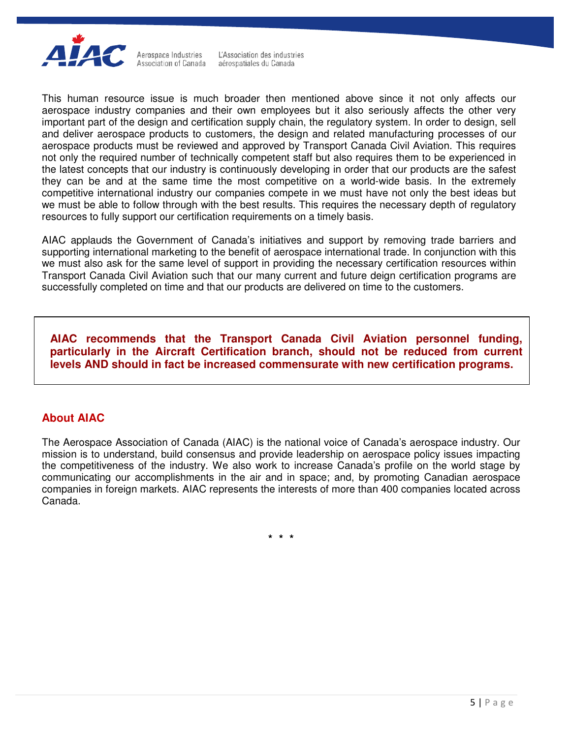This human resource issue is much broader then mentioned above since it not only affects our aerospace industry companies and their own employees but it also seriously affects the other very important part of the design and certification supply chain, the regulatory system. In order to design, sell and deliver aerospace products to customers, the design and related manufacturing processes of our aerospace products must be reviewed and approved by Transport Canada Civil Aviation. This requires not only the required number of technically competent staff but also requires them to be experienced in the latest concepts that our industry is continuously developing in order that our products are the safest they can be and at the same time the most competitive on a world-wide basis. In the extremely competitive international industry our companies compete in we must have not only the best ideas but we must be able to follow through with the best results. This requires the necessary depth of regulatory resources to fully support our certification requirements on a timely basis.

AIAC applauds the Government of Canada's initiatives and support by removing trade barriers and supporting international marketing to the benefit of aerospace international trade. In conjunction with this we must also ask for the same level of support in providing the necessary certification resources within Transport Canada Civil Aviation such that our many current and future deign certification programs are successfully completed on time and that our products are delivered on time to the customers.

**AIAC recommends that the Transport Canada Civil Aviation personnel funding, particularly in the Aircraft Certification branch, should not be reduced from current levels AND should in fact be increased commensurate with new certification programs.**

## About AIAC

The Aerospace Association of Canada (AIAC) is the national voice of Canada's aerospace industry. Our mission is to understand, build consensus and provide leadership on aerospace policy issues impacting the competitiveness of the industry. We also work to increase Canada's profile on the world stage by communicating our accomplishments in the air and in space; and, by promoting Canadian aerospace companies in foreign markets. AIAC represents the interests of more than 400 companies located across Canada.

\* \* \*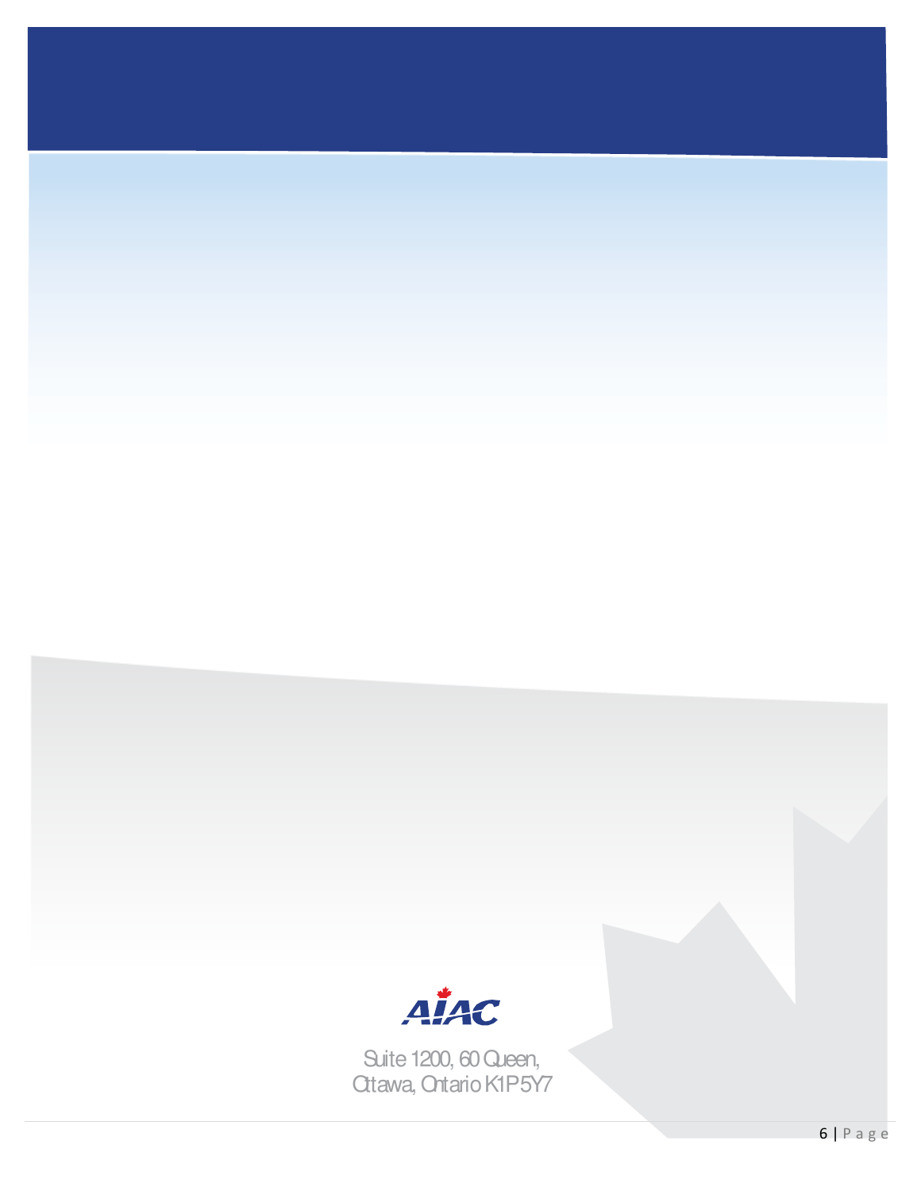AIAC

Suite 1200, 60 Queen,
Ottawa, Ontario K1P 5Y7